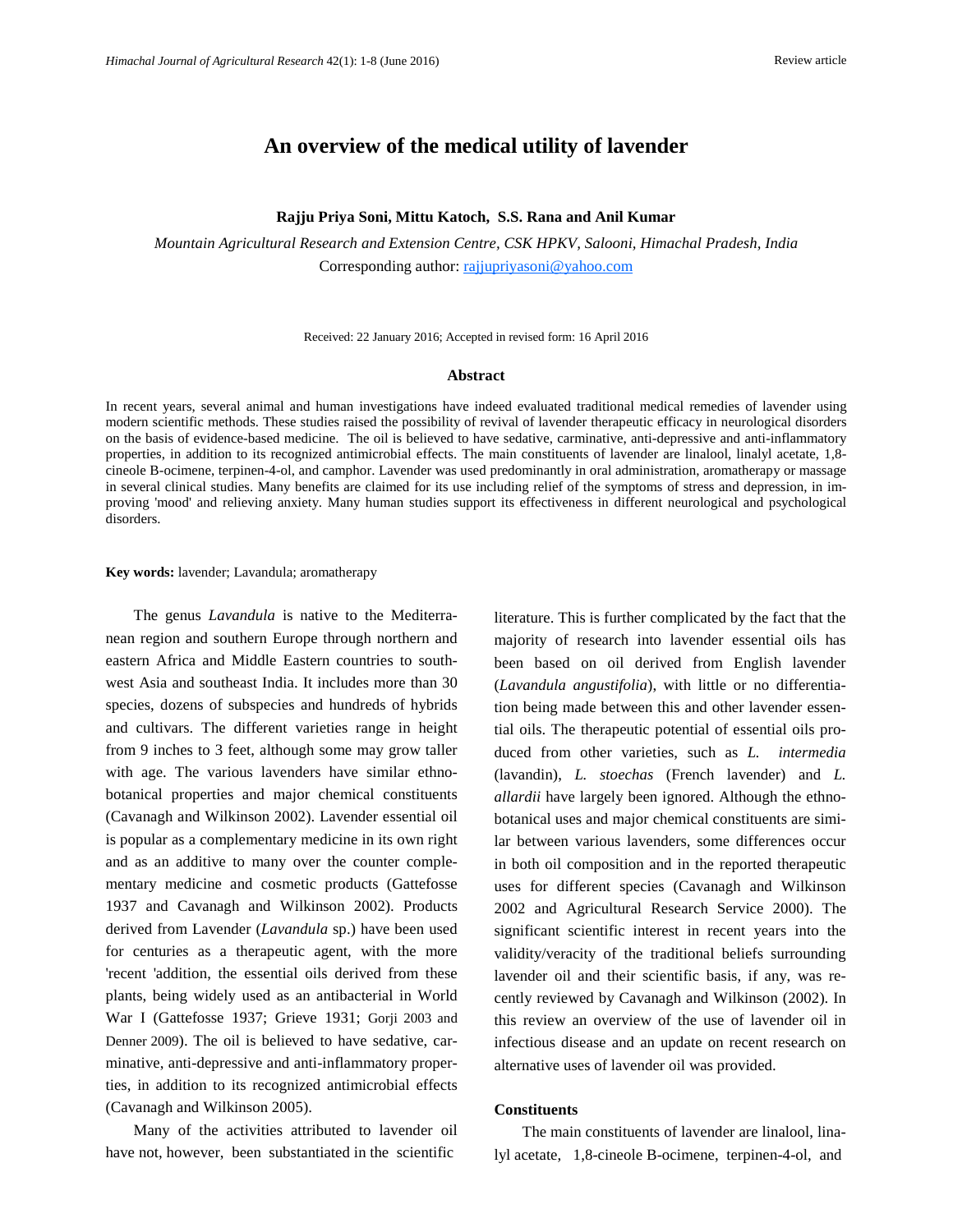# An overview of the medical utility of lavender

**Rajju Priya Soni, Mittu Katoch, S.S. Rana and Anil Kumar**

*Mountain Agricultural Research and Extension Centre, CSK HPKV, Salooni, Himachal Pradesh, India*

Corresponding author: rajjupriyasoni@yahoo.com

Received: 22 January 2016; Accepted in revised form: 16 April 2016

## Abstract

In recent years, several animal and human investigations have indeed evaluated traditional medical remedies of lavender using modern scientific methods. These studies raised the possibility of revival of lavender therapeutic efficacy in neurological disorders on the basis of evidence-based medicine. The oil is believed to have sedative, carminative, anti-depressive and anti-inflammatory properties, in addition to its recognized antimicrobial effects. The main constituents of lavender are linalool, linalyl acetate, 1,8-cineole B-ocimene, terpinen-4-ol, and camphor. Lavender was used predominantly in oral administration, aromatherapy or massage in several clinical studies. Many benefits are claimed for its use including relief of the symptoms of stress and depression, in improving 'mood' and relieving anxiety. Many human studies support its effectiveness in different neurological and psychological disorders.

**Key words:** lavender; Lavandula; aromatherapy

The genus *Lavandula* is native to the Mediterranean region and southern Europe through northern and eastern Africa and Middle Eastern countries to southwest Asia and southeast India. It includes more than 30 species, dozens of subspecies and hundreds of hybrids and cultivars. The different varieties range in height from 9 inches to 3 feet, although some may grow taller with age. The various lavenders have similar ethnobotanical properties and major chemical constituents (Cavanagh and Wilkinson 2002). Lavender essential oil is popular as a complementary medicine in its own right and as an additive to many over the counter complementary medicine and cosmetic products (Gattefosse 1937 and Cavanagh and Wilkinson 2002). Products derived from Lavender (*Lavandula* sp.) have been used for centuries as a therapeutic agent, with the more 'recent 'addition, the essential oils derived from these plants, being widely used as an antibacterial in World War I (Gattefosse 1937; Grieve 1931; Gorji 2003 and Denner 2009). The oil is believed to have sedative, carminative, anti-depressive and anti-inflammatory properties, in addition to its recognized antimicrobial effects (Cavanagh and Wilkinson 2005).

Many of the activities attributed to lavender oil have not, however, been substantiated in the scientific literature. This is further complicated by the fact that the majority of research into lavender essential oils has been based on oil derived from English lavender (*Lavandula angustifolia*), with little or no differentiation being made between this and other lavender essential oils. The therapeutic potential of essential oils produced from other varieties, such as *L. intermedia* (lavandin), *L. stoechas* (French lavender) and *L. allardii* have largely been ignored. Although the ethnobotanical uses and major chemical constituents are similar between various lavenders, some differences occur in both oil composition and in the reported therapeutic uses for different species (Cavanagh and Wilkinson 2002 and Agricultural Research Service 2000). The significant scientific interest in recent years into the validity/veracity of the traditional beliefs surrounding lavender oil and their scientific basis, if any, was recently reviewed by Cavanagh and Wilkinson (2002). In this review an overview of the use of lavender oil in infectious disease and an update on recent research on alternative uses of lavender oil was provided.

### Constituents

The main constituents of lavender are linalool, linalyl acetate, 1,8-cineole B-ocimene, terpinen-4-ol, and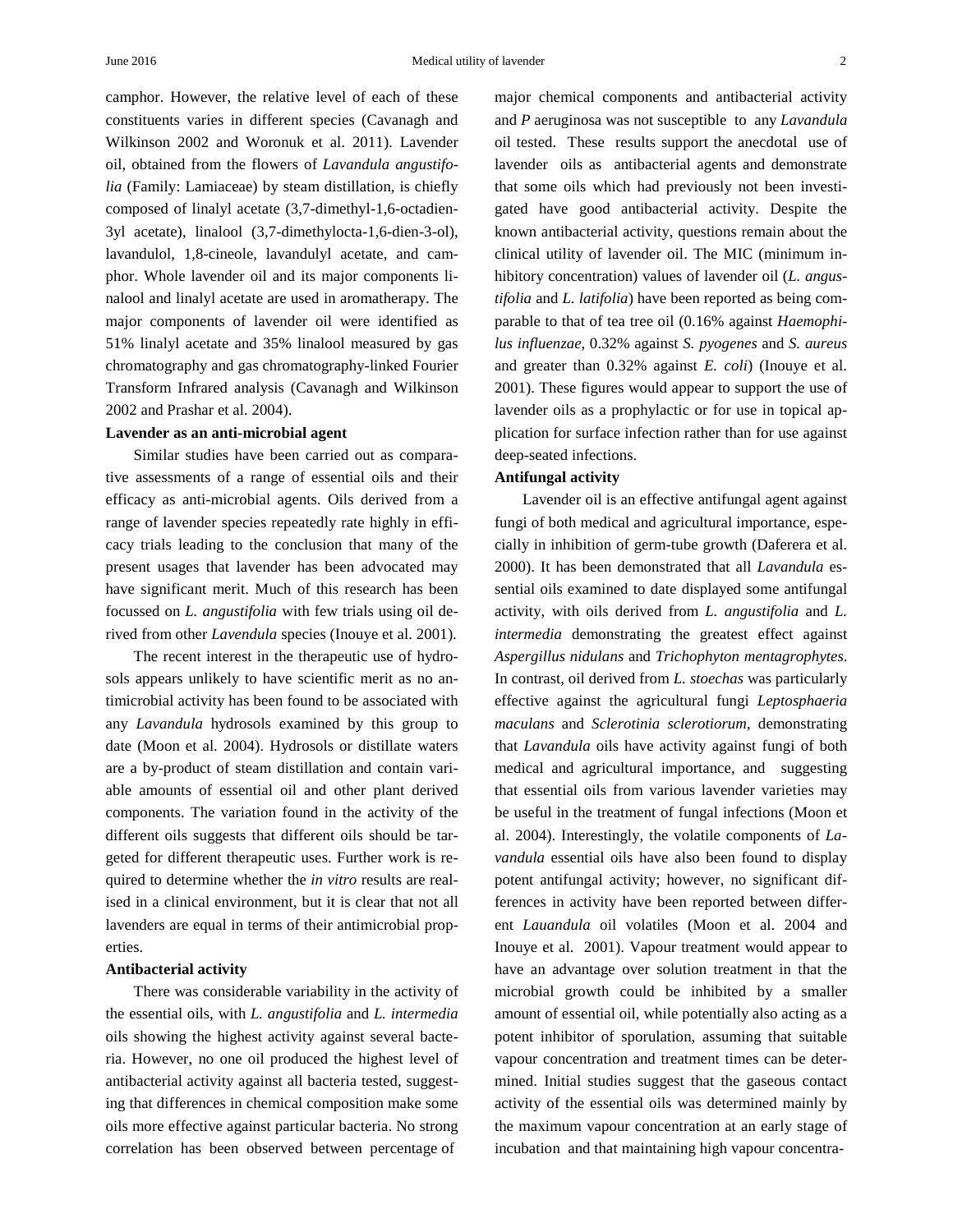camphor. However, the relative level of each of these constituents varies in different species (Cavanagh and Wilkinson 2002 and Woronuk et al. 2011). Lavender oil, obtained from the flowers of *Lavandula angustifolia* (Family: Lamiaceae) by steam distillation, is chiefly composed of linalyl acetate (3,7-dimethyl-1,6-octadien-3yl acetate), linalool (3,7-dimethylocta-1,6-dien-3-ol), lavandulol, 1,8-cineole, lavandulyl acetate, and camphor. Whole lavender oil and its major components linalool and linalyl acetate are used in aromatherapy. The major components of lavender oil were identified as 51% linalyl acetate and 35% linalool measured by gas chromatography and gas chromatography-linked Fourier Transform Infrared analysis (Cavanagh and Wilkinson 2002 and Prashar et al. 2004).

**Lavender as an anti-microbial agent**

Similar studies have been carried out as comparative assessments of a range of essential oils and their efficacy as anti-microbial agents. Oils derived from a range of lavender species repeatedly rate highly in efficacy trials leading to the conclusion that many of the present usages that lavender has been advocated may have significant merit. Much of this research has been focussed on *L. angustifolia* with few trials using oil derived from other *Lavendula* species (Inouye et al. 2001).

The recent interest in the therapeutic use of hydrosols appears unlikely to have scientific merit as no antimicrobial activity has been found to be associated with any *Lavandula* hydrosols examined by this group to date (Moon et al. 2004). Hydrosols or distillate waters are a by-product of steam distillation and contain variable amounts of essential oil and other plant derived components. The variation found in the activity of the different oils suggests that different oils should be targeted for different therapeutic uses. Further work is required to determine whether the *in vitro* results are realised in a clinical environment, but it is clear that not all lavenders are equal in terms of their antimicrobial properties.

**Antibacterial activity**

There was considerable variability in the activity of the essential oils, with *L. angustifolia* and *L. intermedia* oils showing the highest activity against several bacteria. However, no one oil produced the highest level of antibacterial activity against all bacteria tested, suggesting that differences in chemical composition make some oils more effective against particular bacteria. No strong correlation has been observed between percentage of major chemical components and antibacterial activity and *P* aeruginosa was not susceptible to any *Lavandula* oil tested. These results support the anecdotal use of lavender oils as antibacterial agents and demonstrate that some oils which had previously not been investigated have good antibacterial activity. Despite the known antibacterial activity, questions remain about the clinical utility of lavender oil. The MIC (minimum inhibitory concentration) values of lavender oil (*L. angustifolia* and *L. latifolia*) have been reported as being comparable to that of tea tree oil (0.16% against *Haemophilus influenzae*, 0.32% against *S. pyogenes* and *S. aureus* and greater than 0.32% against *E. coli*) (Inouye et al. 2001). These figures would appear to support the use of lavender oils as a prophylactic or for use in topical application for surface infection rather than for use against deep-seated infections.

**Antifungal activity**

Lavender oil is an effective antifungal agent against fungi of both medical and agricultural importance, especially in inhibition of germ-tube growth (Daferera et al. 2000). It has been demonstrated that all *Lavandula* essential oils examined to date displayed some antifungal activity, with oils derived from *L. angustifolia* and *L. intermedia* demonstrating the greatest effect against *Aspergillus nidulans* and *Trichophyton mentagrophytes*. In contrast, oil derived from *L. stoechas* was particularly effective against the agricultural fungi *Leptosphaeria maculans* and *Sclerotinia sclerotiorum*, demonstrating that *Lavandula* oils have activity against fungi of both medical and agricultural importance, and suggesting that essential oils from various lavender varieties may be useful in the treatment of fungal infections (Moon et al. 2004). Interestingly, the volatile components of *Lavandula* essential oils have also been found to display potent antifungal activity; however, no significant differences in activity have been reported between different *Lauandula* oil volatiles (Moon et al. 2004 and Inouye et al. 2001). Vapour treatment would appear to have an advantage over solution treatment in that the microbial growth could be inhibited by a smaller amount of essential oil, while potentially also acting as a potent inhibitor of sporulation, assuming that suitable vapour concentration and treatment times can be determined. Initial studies suggest that the gaseous contact activity of the essential oils was determined mainly by the maximum vapour concentration at an early stage of incubation and that maintaining high vapour concentra-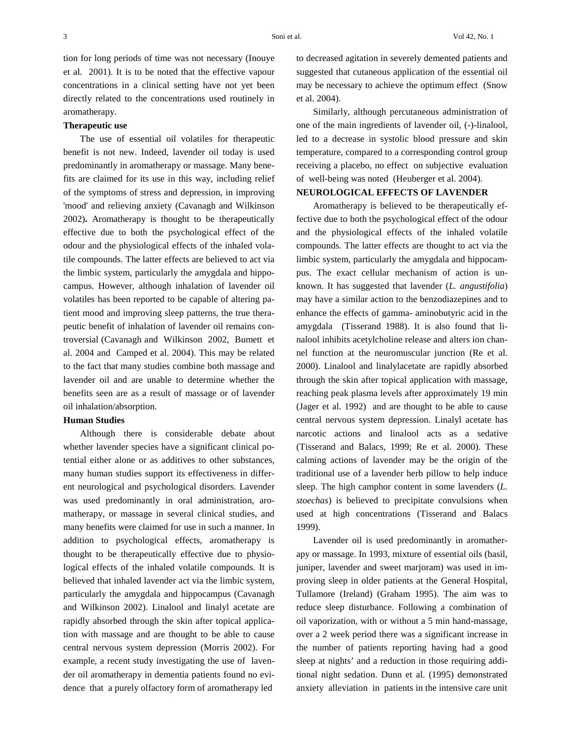tion for long periods of time was not necessary (Inouye et al. 2001). It is to be noted that the effective vapour concentrations in a clinical setting have not yet been directly related to the concentrations used routinely in aromatherapy.

**Therapeutic use**

The use of essential oil volatiles for therapeutic benefit is not new. Indeed, lavender oil today is used predominantly in aromatherapy or massage. Many benefits are claimed for its use in this way, including relief of the symptoms of stress and depression, in improving 'mood' and relieving anxiety (Cavanagh and Wilkinson 2002)**.** Aromatherapy is thought to be therapeutically effective due to both the psychological effect of the odour and the physiological effects of the inhaled volatile compounds. The latter effects are believed to act via the limbic system, particularly the amygdala and hippocampus. However, although inhalation of lavender oil volatiles has been reported to be capable of altering patient mood and improving sleep patterns, the true therapeutic benefit of inhalation of lavender oil remains controversial (Cavanagh and Wilkinson 2002, Bumett et al. 2004 and Camped et al. 2004). This may be related to the fact that many studies combine both massage and lavender oil and are unable to determine whether the benefits seen are as a result of massage or of lavender oil inhalation/absorption.

**Human Studies**

Although there is considerable debate about whether lavender species have a significant clinical potential either alone or as additives to other substances, many human studies support its effectiveness in different neurological and psychological disorders. Lavender was used predominantly in oral administration, aromatherapy, or massage in several clinical studies, and many benefits were claimed for use in such a manner. In addition to psychological effects, aromatherapy is thought to be therapeutically effective due to physiological effects of the inhaled volatile compounds. It is believed that inhaled lavender act via the limbic system, particularly the amygdala and hippocampus (Cavanagh and Wilkinson 2002). Linalool and linalyl acetate are rapidly absorbed through the skin after topical application with massage and are thought to be able to cause central nervous system depression (Morris 2002). For example, a recent study investigating the use of lavender oil aromatherapy in dementia patients found no evidence that a purely olfactory form of aromatherapy led to decreased agitation in severely demented patients and suggested that cutaneous application of the essential oil may be necessary to achieve the optimum effect (Snow et al. 2004).

Similarly, although percutaneous administration of one of the main ingredients of lavender oil, (-)-linalool, led to a decrease in systolic blood pressure and skin temperature, compared to a corresponding control group receiving a placebo, no effect on subjective evaluation of well-being was noted (Heuberger et al. 2004).

**NEUROLOGICAL EFFECTS OF LAVENDER**

Aromatherapy is believed to be therapeutically effective due to both the psychological effect of the odour and the physiological effects of the inhaled volatile compounds. The latter effects are thought to act via the limbic system, particularly the amygdala and hippocampus. The exact cellular mechanism of action is unknown. It has suggested that lavender (*L. angustifolia*) may have a similar action to the benzodiazepines and to enhance the effects of gamma- aminobutyric acid in the amygdala (Tisserand 1988). It is also found that linalool inhibits acetylcholine release and alters ion channel function at the neuromuscular junction (Re et al. 2000). Linalool and linalylacetate are rapidly absorbed through the skin after topical application with massage, reaching peak plasma levels after approximately 19 min (Jager et al. 1992) and are thought to be able to cause central nervous system depression. Linalyl acetate has narcotic actions and linalool acts as a sedative (Tisserand and Balacs, 1999; Re et al. 2000). These calming actions of lavender may be the origin of the traditional use of a lavender herb pillow to help induce sleep. The high camphor content in some lavenders (*L. stoechas*) is believed to precipitate convulsions when used at high concentrations (Tisserand and Balacs 1999).

Lavender oil is used predominantly in aromatherapy or massage. In 1993, mixture of essential oils (basil, juniper, lavender and sweet marjoram) was used in improving sleep in older patients at the General Hospital, Tullamore (Ireland) (Graham 1995). The aim was to reduce sleep disturbance. Following a combination of oil vaporization, with or without a 5 min hand-massage, over a 2 week period there was a significant increase in the number of patients reporting having had a good sleep at nights' and a reduction in those requiring additional night sedation. Dunn et al. (1995) demonstrated anxiety alleviation in patients in the intensive care unit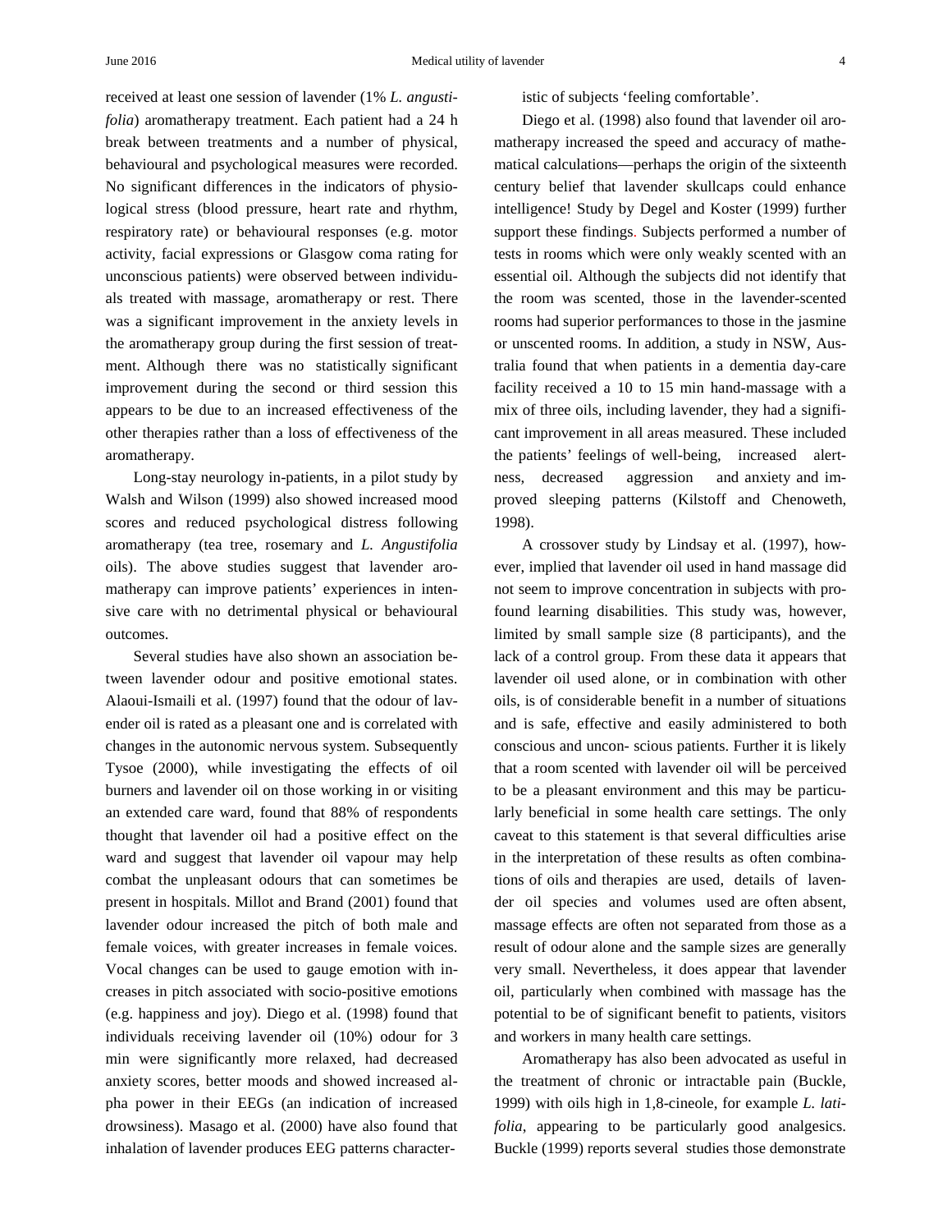received at least one session of lavender (1% *L. angustifolia*) aromatherapy treatment. Each patient had a 24 h break between treatments and a number of physical, behavioural and psychological measures were recorded. No significant differences in the indicators of physiological stress (blood pressure, heart rate and rhythm, respiratory rate) or behavioural responses (e.g. motor activity, facial expressions or Glasgow coma rating for unconscious patients) were observed between individuals treated with massage, aromatherapy or rest. There was a significant improvement in the anxiety levels in the aromatherapy group during the first session of treatment. Although there was no statistically significant improvement during the second or third session this appears to be due to an increased effectiveness of the other therapies rather than a loss of effectiveness of the aromatherapy.

Long-stay neurology in-patients, in a pilot study by Walsh and Wilson (1999) also showed increased mood scores and reduced psychological distress following aromatherapy (tea tree, rosemary and *L. Angustifolia* oils). The above studies suggest that lavender aromatherapy can improve patients' experiences in intensive care with no detrimental physical or behavioural outcomes.

Several studies have also shown an association between lavender odour and positive emotional states. Alaoui-Ismaili et al. (1997) found that the odour of lavender oil is rated as a pleasant one and is correlated with changes in the autonomic nervous system. Subsequently Tysoe (2000), while investigating the effects of oil burners and lavender oil on those working in or visiting an extended care ward, found that 88% of respondents thought that lavender oil had a positive effect on the ward and suggest that lavender oil vapour may help combat the unpleasant odours that can sometimes be present in hospitals. Millot and Brand (2001) found that lavender odour increased the pitch of both male and female voices, with greater increases in female voices. Vocal changes can be used to gauge emotion with increases in pitch associated with socio-positive emotions (e.g. happiness and joy). Diego et al. (1998) found that individuals receiving lavender oil (10%) odour for 3 min were significantly more relaxed, had decreased anxiety scores, better moods and showed increased alpha power in their EEGs (an indication of increased drowsiness). Masago et al. (2000) have also found that inhalation of lavender produces EEG patterns characteristic of subjects 'feeling comfortable'.

Diego et al. (1998) also found that lavender oil aromatherapy increased the speed and accuracy of mathematical calculations—perhaps the origin of the sixteenth century belief that lavender skullcaps could enhance intelligence! Study by Degel and Koster (1999) further support these findings. Subjects performed a number of tests in rooms which were only weakly scented with an essential oil. Although the subjects did not identify that the room was scented, those in the lavender-scented rooms had superior performances to those in the jasmine or unscented rooms. In addition, a study in NSW, Australia found that when patients in a dementia day-care facility received a 10 to 15 min hand-massage with a mix of three oils, including lavender, they had a significant improvement in all areas measured. These included the patients' feelings of well-being, increased alertness, decreased aggression and anxiety and improved sleeping patterns (Kilstoff and Chenoweth, 1998).

A crossover study by Lindsay et al. (1997), however, implied that lavender oil used in hand massage did not seem to improve concentration in subjects with profound learning disabilities. This study was, however, limited by small sample size (8 participants), and the lack of a control group. From these data it appears that lavender oil used alone, or in combination with other oils, is of considerable benefit in a number of situations and is safe, effective and easily administered to both conscious and uncon- scious patients. Further it is likely that a room scented with lavender oil will be perceived to be a pleasant environment and this may be particularly beneficial in some health care settings. The only caveat to this statement is that several difficulties arise in the interpretation of these results as often combinations of oils and therapies are used, details of lavender oil species and volumes used are often absent, massage effects are often not separated from those as a result of odour alone and the sample sizes are generally very small. Nevertheless, it does appear that lavender oil, particularly when combined with massage has the potential to be of significant benefit to patients, visitors and workers in many health care settings.

Aromatherapy has also been advocated as useful in the treatment of chronic or intractable pain (Buckle, 1999) with oils high in 1,8-cineole, for example *L. latifolia*, appearing to be particularly good analgesics. Buckle (1999) reports several studies those demonstrate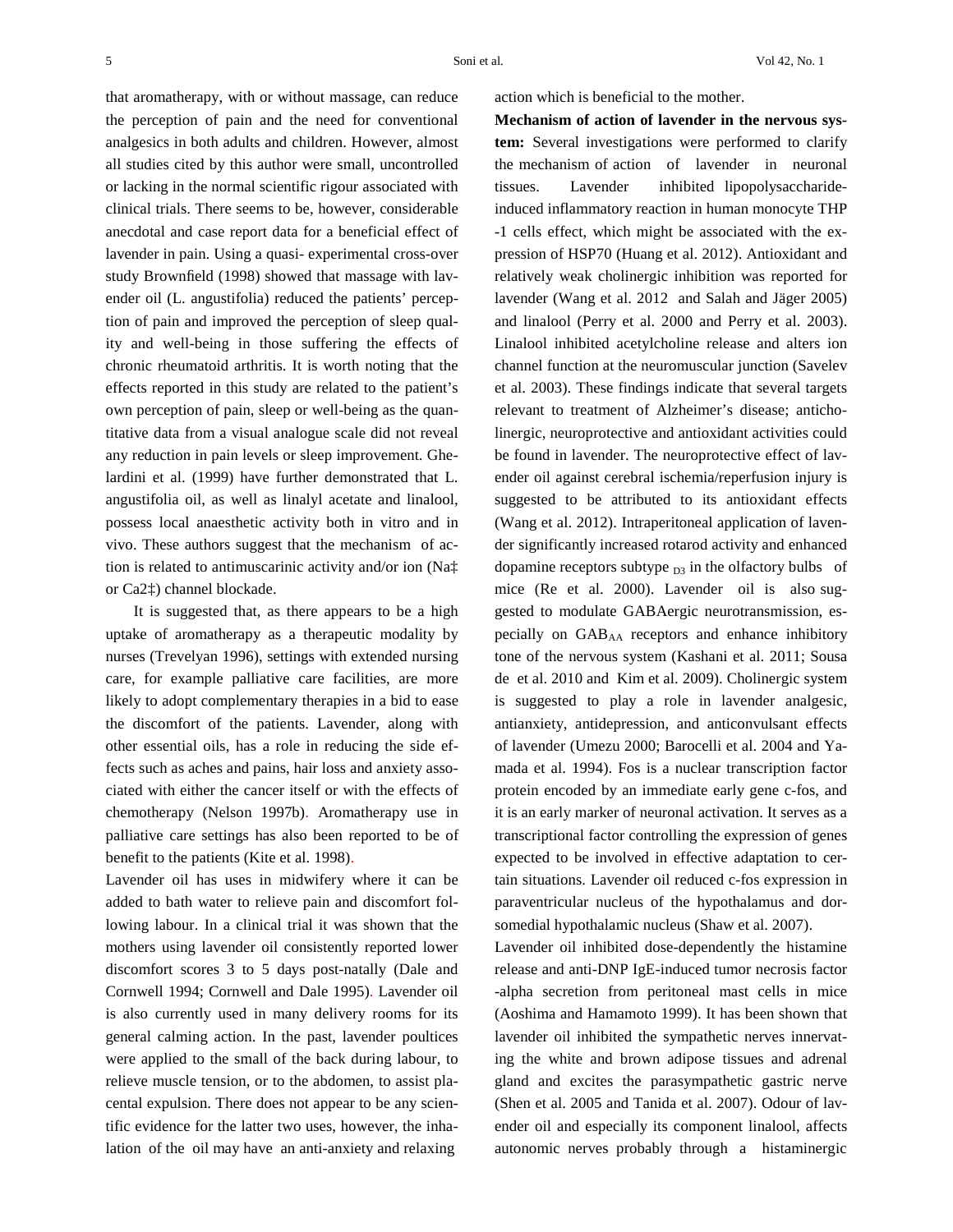that aromatherapy, with or without massage, can reduce the perception of pain and the need for conventional analgesics in both adults and children. However, almost all studies cited by this author were small, uncontrolled or lacking in the normal scientific rigour associated with clinical trials. There seems to be, however, considerable anecdotal and case report data for a beneficial effect of lavender in pain. Using a quasi- experimental cross-over study Brownfield (1998) showed that massage with lavender oil (L. angustifolia) reduced the patients' perception of pain and improved the perception of sleep quality and well-being in those suffering the effects of chronic rheumatoid arthritis. It is worth noting that the effects reported in this study are related to the patient's own perception of pain, sleep or well-being as the quantitative data from a visual analogue scale did not reveal any reduction in pain levels or sleep improvement. Ghelardini et al. (1999) have further demonstrated that L. angustifolia oil, as well as linalyl acetate and linalool, possess local anaesthetic activity both in vitro and in vivo. These authors suggest that the mechanism of action is related to antimuscarinic activity and/or ion (Na‡ or Ca2‡) channel blockade.

It is suggested that, as there appears to be a high uptake of aromatherapy as a therapeutic modality by nurses (Trevelyan 1996), settings with extended nursing care, for example palliative care facilities, are more likely to adopt complementary therapies in a bid to ease the discomfort of the patients. Lavender, along with other essential oils, has a role in reducing the side effects such as aches and pains, hair loss and anxiety associated with either the cancer itself or with the effects of chemotherapy (Nelson 1997b). Aromatherapy use in palliative care settings has also been reported to be of benefit to the patients (Kite et al. 1998).

Lavender oil has uses in midwifery where it can be added to bath water to relieve pain and discomfort following labour. In a clinical trial it was shown that the mothers using lavender oil consistently reported lower discomfort scores 3 to 5 days post-natally (Dale and Cornwell 1994; Cornwell and Dale 1995). Lavender oil is also currently used in many delivery rooms for its general calming action. In the past, lavender poultices were applied to the small of the back during labour, to relieve muscle tension, or to the abdomen, to assist placental expulsion. There does not appear to be any scientific evidence for the latter two uses, however, the inhalation of the oil may have an anti-anxiety and relaxing action which is beneficial to the mother.

**Mechanism of action of lavender in the nervous system:** Several investigations were performed to clarify the mechanism of action of lavender in neuronal tissues. Lavender inhibited lipopolysaccharide-induced inflammatory reaction in human monocyte THP-1 cells effect, which might be associated with the expression of HSP70 (Huang et al. 2012). Antioxidant and relatively weak cholinergic inhibition was reported for lavender (Wang et al. 2012 and Salah and Jäger 2005) and linalool (Perry et al. 2000 and Perry et al. 2003). Linalool inhibited acetylcholine release and alters ion channel function at the neuromuscular junction (Savelev et al. 2003). These findings indicate that several targets relevant to treatment of Alzheimer's disease; anticholinergic, neuroprotective and antioxidant activities could be found in lavender. The neuroprotective effect of lavender oil against cerebral ischemia/reperfusion injury is suggested to be attributed to its antioxidant effects (Wang et al. 2012). Intraperitoneal application of lavender significantly increased rotarod activity and enhanced dopamine receptors subtype $_{D3}$ in the olfactory bulbs of mice (Re et al. 2000). Lavender oil is also suggested to modulate GABAergic neurotransmission, especially on $GAB_{AA}$ receptors and enhance inhibitory tone of the nervous system (Kashani et al. 2011; Sousa de et al. 2010 and Kim et al. 2009). Cholinergic system is suggested to play a role in lavender analgesic, antianxiety, antidepression, and anticonvulsant effects of lavender (Umezu 2000; Barocelli et al. 2004 and Yamada et al. 1994). Fos is a nuclear transcription factor protein encoded by an immediate early gene c-fos, and it is an early marker of neuronal activation. It serves as a transcriptional factor controlling the expression of genes expected to be involved in effective adaptation to certain situations. Lavender oil reduced c-fos expression in paraventricular nucleus of the hypothalamus and dorsomedial hypothalamic nucleus (Shaw et al. 2007).

Lavender oil inhibited dose-dependently the histamine release and anti-DNP IgE-induced tumor necrosis factor-alpha secretion from peritoneal mast cells in mice (Aoshima and Hamamoto 1999). It has been shown that lavender oil inhibited the sympathetic nerves innervating the white and brown adipose tissues and adrenal gland and excites the parasympathetic gastric nerve (Shen et al. 2005 and Tanida et al. 2007). Odour of lavender oil and especially its component linalool, affects autonomic nerves probably through a histaminergic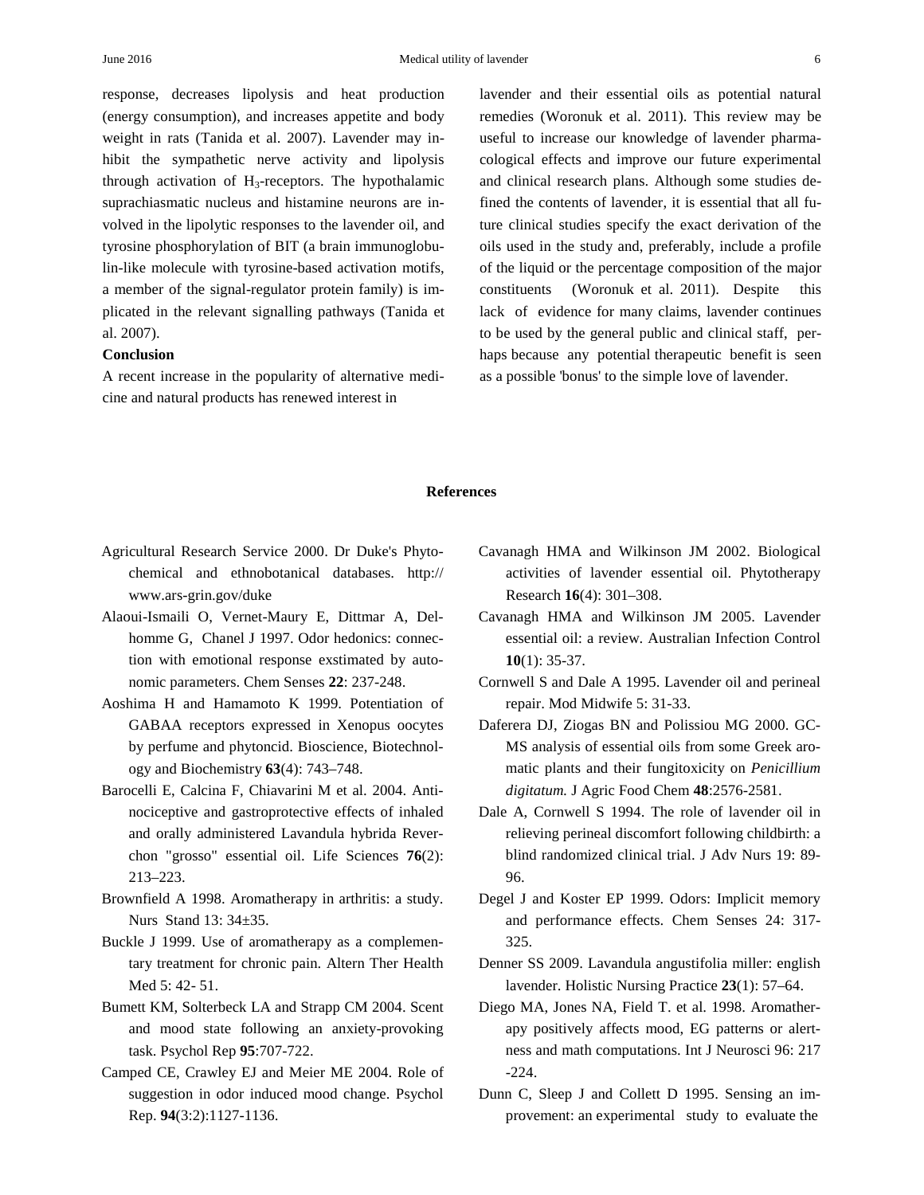response, decreases lipolysis and heat production (energy consumption), and increases appetite and body weight in rats (Tanida et al. 2007). Lavender may inhibit the sympathetic nerve activity and lipolysis through activation of $H_3$-receptors. The hypothalamic suprachiasmatic nucleus and histamine neurons are involved in the lipolytic responses to the lavender oil, and tyrosine phosphorylation of BIT (a brain immunoglobulin-like molecule with tyrosine-based activation motifs, a member of the signal-regulator protein family) is implicated in the relevant signalling pathways (Tanida et al. 2007).

**Conclusion**

A recent increase in the popularity of alternative medicine and natural products has renewed interest in lavender and their essential oils as potential natural remedies (Woronuk et al. 2011). This review may be useful to increase our knowledge of lavender pharmacological effects and improve our future experimental and clinical research plans. Although some studies defined the contents of lavender, it is essential that all future clinical studies specify the exact derivation of the oils used in the study and, preferably, include a profile of the liquid or the percentage composition of the major constituents (Woronuk et al. 2011). Despite this lack of evidence for many claims, lavender continues to be used by the general public and clinical staff, perhaps because any potential therapeutic benefit is seen as a possible 'bonus' to the simple love of lavender.

## References

Agricultural Research Service 2000. Dr Duke's Phytochemical and ethnobotanical databases. http://www.ars-grin.gov/duke

Alaoui-Ismaili O, Vernet-Maury E, Dittmar A, Delhomme G, Chanel J 1997. Odor hedonics: connection with emotional response exstimated by autonomic parameters. Chem Senses **22**: 237-248.

Aoshima H and Hamamoto K 1999. Potentiation of GABAA receptors expressed in Xenopus oocytes by perfume and phytoncid. Bioscience, Biotechnology and Biochemistry **63**(4): 743–748.

Barocelli E, Calcina F, Chiavarini M et al. 2004. Antinociceptive and gastroprotective effects of inhaled and orally administered Lavandula hybrida Reverchon "grosso" essential oil. Life Sciences **76**(2): 213–223.

Brownfield A 1998. Aromatherapy in arthritis: a study. Nurs Stand 13: 34±35.

Buckle J 1999. Use of aromatherapy as a complementary treatment for chronic pain. Altern Ther Health Med 5: 42- 51.

Bumett KM, Solterbeck LA and Strapp CM 2004. Scent and mood state following an anxiety-provoking task. Psychol Rep **95**:707-722.

Camped CE, Crawley EJ and Meier ME 2004. Role of suggestion in odor induced mood change. Psychol Rep. **94**(3:2):1127-1136.

Cavanagh HMA and Wilkinson JM 2002. Biological activities of lavender essential oil. Phytotherapy Research **16**(4): 301–308.

Cavanagh HMA and Wilkinson JM 2005. Lavender essential oil: a review. Australian Infection Control **10**(1): 35-37.

Cornwell S and Dale A 1995. Lavender oil and perineal repair. Mod Midwife 5: 31-33.

Daferera DJ, Ziogas BN and Polissiou MG 2000. GC-MS analysis of essential oils from some Greek aromatic plants and their fungitoxicity on *Penicillium digitatum.* J Agric Food Chem **48**:2576-2581.

Dale A, Cornwell S 1994. The role of lavender oil in relieving perineal discomfort following childbirth: a blind randomized clinical trial. J Adv Nurs 19: 89-96.

Degel J and Koster EP 1999. Odors: Implicit memory and performance effects. Chem Senses 24: 317-325.

Denner SS 2009. Lavandula angustifolia miller: english lavender. Holistic Nursing Practice **23**(1): 57–64.

Diego MA, Jones NA, Field T. et al. 1998. Aromatherapy positively affects mood, EG patterns or alertness and math computations. Int J Neurosci 96: 217-224.

Dunn C, Sleep J and Collett D 1995. Sensing an improvement: an experimental study to evaluate the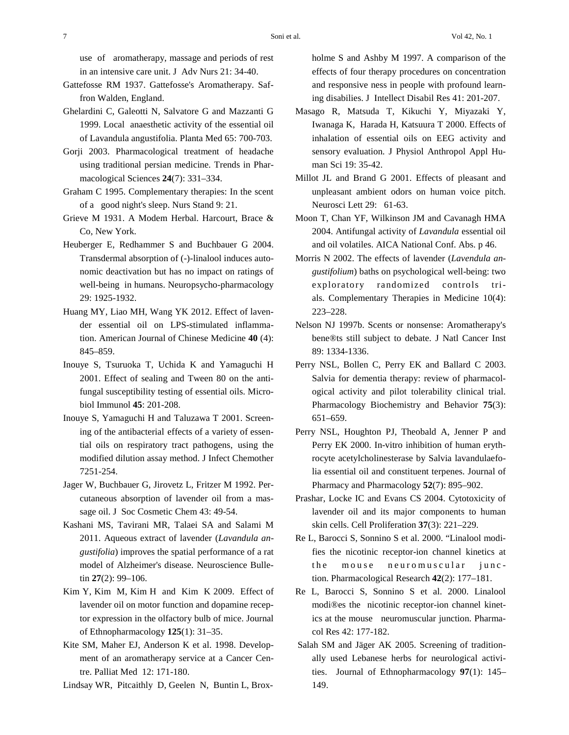use of aromatherapy, massage and periods of rest in an intensive care unit. J Adv Nurs 21: 34-40.

Gattefosse RM 1937. Gattefosse's Aromatherapy. Saffron Walden, England.

Ghelardini C, Galeotti N, Salvatore G and Mazzanti G 1999. Local anaesthetic activity of the essential oil of Lavandula angustifolia. Planta Med 65: 700-703.

Gorji 2003. Pharmacological treatment of headache using traditional persian medicine. Trends in Pharmacological Sciences **24**(7): 331–334.

Graham C 1995. Complementary therapies: In the scent of a good night's sleep. Nurs Stand 9: 21.

Grieve M 1931. A Modem Herbal. Harcourt, Brace & Co, New York.

Heuberger E, Redhammer S and Buchbauer G 2004. Transdermal absorption of (-)-linalool induces autonomic deactivation but has no impact on ratings of well-being in humans. Neuropsycho-pharmacology 29: 1925-1932.

Huang MY, Liao MH, Wang YK 2012. Effect of lavender essential oil on LPS-stimulated inflammation. American Journal of Chinese Medicine **40** (4): 845–859.

Inouye S, Tsuruoka T, Uchida K and Yamaguchi H 2001. Effect of sealing and Tween 80 on the antifungal susceptibility testing of essential oils. Microbiol Immunol **45**: 201-208.

Inouye S, Yamaguchi H and Taluzawa T 2001. Screening of the antibacterial effects of a variety of essential oils on respiratory tract pathogens, using the modified dilution assay method. J Infect Chemother 7251-254.

Jager W, Buchbauer G, Jirovetz L, Fritzer M 1992. Percutaneous absorption of lavender oil from a massage oil. J Soc Cosmetic Chem 43: 49-54.

Kashani MS, Tavirani MR, Talaei SA and Salami M 2011. Aqueous extract of lavender (*Lavandula angustifolia*) improves the spatial performance of a rat model of Alzheimer's disease. Neuroscience Bulletin **27**(2): 99–106.

Kim Y, Kim M, Kim H and Kim K 2009. Effect of lavender oil on motor function and dopamine receptor expression in the olfactory bulb of mice. Journal of Ethnopharmacology **125**(1): 31–35.

Kite SM, Maher EJ, Anderson K et al. 1998. Development of an aromatherapy service at a Cancer Centre. Palliat Med 12: 171-180.

Lindsay WR, Pitcaithly D, Geelen N, Buntin L, Broxholme S and Ashby M 1997. A comparison of the effects of four therapy procedures on concentration and responsive ness in people with profound learning disabilities. J Intellect Disabil Res 41: 201-207.

Masago R, Matsuda T, Kikuchi Y, Miyazaki Y, Iwanaga K, Harada H, Katsuura T 2000. Effects of inhalation of essential oils on EEG activity and sensory evaluation. J Physiol Anthropol Appl Human Sci 19: 35-42.

Millot JL and Brand G 2001. Effects of pleasant and unpleasant ambient odors on human voice pitch. Neurosci Lett 29: 61-63.

Moon T, Chan YF, Wilkinson JM and Cavanagh HMA 2004. Antifungal activity of *Lavandula* essential oil and oil volatiles. AICA National Conf. Abs. p 46.

Morris N 2002. The effects of lavender (*Lavendula angustifolium*) baths on psychological well-being: two exploratory randomized controls trials. Complementary Therapies in Medicine 10(4): 223–228.

Nelson NJ 1997b. Scents or nonsense: Aromatherapy's bene®ts still subject to debate. J Natl Cancer Inst 89: 1334-1336.

Perry NSL, Bollen C, Perry EK and Ballard C 2003. Salvia for dementia therapy: review of pharmacological activity and pilot tolerability clinical trial. Pharmacology Biochemistry and Behavior **75**(3): 651–659.

Perry NSL, Houghton PJ, Theobald A, Jenner P and Perry EK 2000. In-vitro inhibition of human erythrocyte acetylcholinesterase by Salvia lavandulaefolia essential oil and constituent terpenes. Journal of Pharmacy and Pharmacology **52**(7): 895–902.

Prashar, Locke IC and Evans CS 2004. Cytotoxicity of lavender oil and its major components to human skin cells. Cell Proliferation **37**(3): 221–229.

Re L, Barocci S, Sonnino S et al. 2000. "Linalool modifies the nicotinic receptor-ion channel kinetics at the mouse neuromuscular junction. Pharmacological Research **42**(2): 177–181.

Re L, Barocci S, Sonnino S et al. 2000. Linalool modi®es the nicotinic receptor-ion channel kinetics at the mouse neuromuscular junction. Pharmacol Res 42: 177-182.

Salah SM and Jäger AK 2005. Screening of traditionally used Lebanese herbs for neurological activities. Journal of Ethnopharmacology **97**(1): 145–149.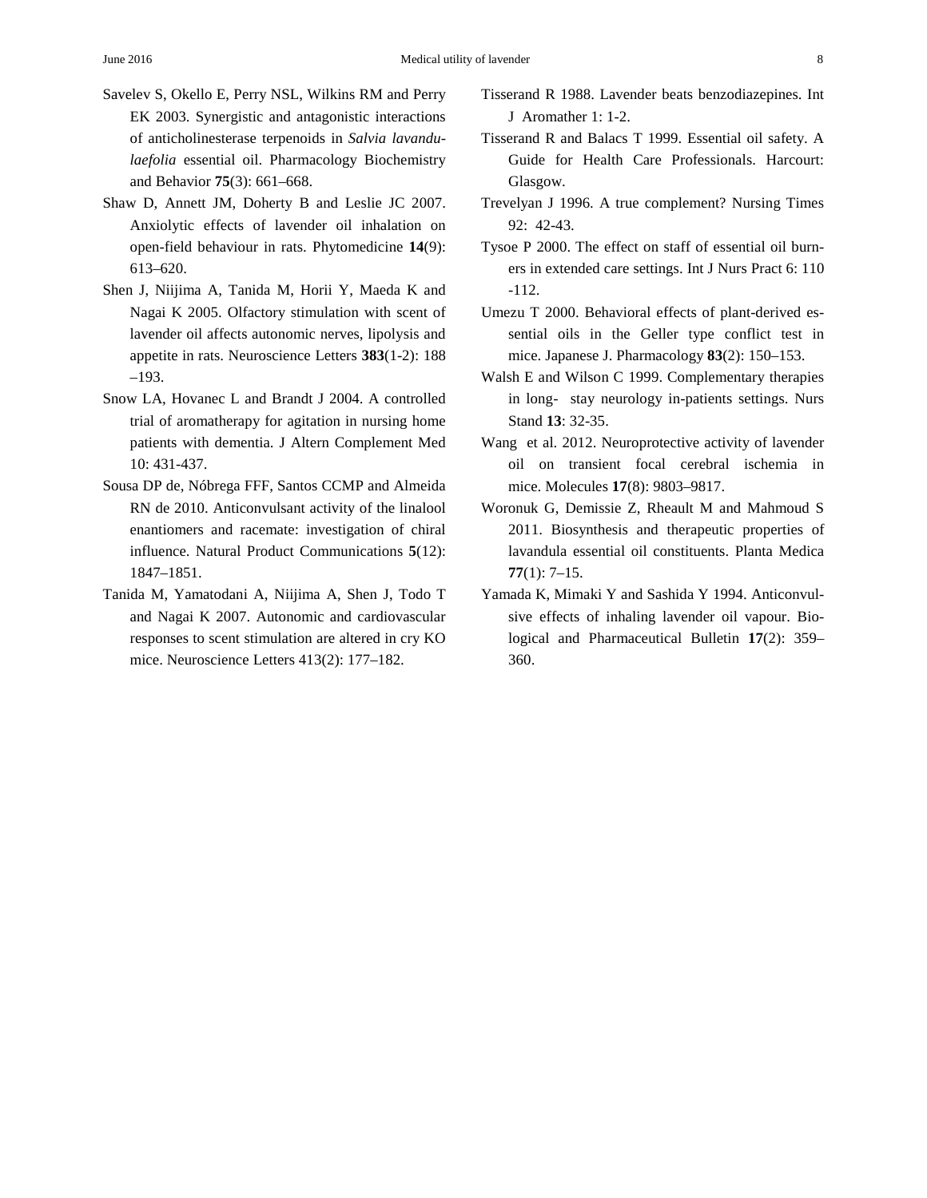Savelev S, Okello E, Perry NSL, Wilkins RM and Perry EK 2003. Synergistic and antagonistic interactions of anticholinesterase terpenoids in *Salvia lavandulaefolia* essential oil. Pharmacology Biochemistry and Behavior **75**(3): 661–668.

Shaw D, Annett JM, Doherty B and Leslie JC 2007. Anxiolytic effects of lavender oil inhalation on open-field behaviour in rats. Phytomedicine **14**(9): 613–620.

Shen J, Niijima A, Tanida M, Horii Y, Maeda K and Nagai K 2005. Olfactory stimulation with scent of lavender oil affects autonomic nerves, lipolysis and appetite in rats. Neuroscience Letters **383**(1-2): 188–193.

Snow LA, Hovanec L and Brandt J 2004. A controlled trial of aromatherapy for agitation in nursing home patients with dementia. J Altern Complement Med 10: 431-437.

Sousa DP de, Nóbrega FFF, Santos CCMP and Almeida RN de 2010. Anticonvulsant activity of the linalool enantiomers and racemate: investigation of chiral influence. Natural Product Communications **5**(12): 1847–1851.

Tanida M, Yamatodani A, Niijima A, Shen J, Todo T and Nagai K 2007. Autonomic and cardiovascular responses to scent stimulation are altered in cry KO mice. Neuroscience Letters 413(2): 177–182.

Tisserand R 1988. Lavender beats benzodiazepines. Int J Aromather 1: 1-2.

Tisserand R and Balacs T 1999. Essential oil safety. A Guide for Health Care Professionals. Harcourt: Glasgow.

Trevelyan J 1996. A true complement? Nursing Times 92: 42-43.

Tysoe P 2000. The effect on staff of essential oil burners in extended care settings. Int J Nurs Pract 6: 110-112.

Umezu T 2000. Behavioral effects of plant-derived essential oils in the Geller type conflict test in mice. Japanese J. Pharmacology **83**(2): 150–153.

Walsh E and Wilson C 1999. Complementary therapies in long- stay neurology in-patients settings. Nurs Stand **13**: 32-35.

Wang et al. 2012. Neuroprotective activity of lavender oil on transient focal cerebral ischemia in mice. Molecules **17**(8): 9803–9817.

Woronuk G, Demissie Z, Rheault M and Mahmoud S 2011. Biosynthesis and therapeutic properties of lavandula essential oil constituents. Planta Medica **77**(1): 7–15.

Yamada K, Mimaki Y and Sashida Y 1994. Anticonvulsive effects of inhaling lavender oil vapour. Biological and Pharmaceutical Bulletin **17**(2): 359–360.